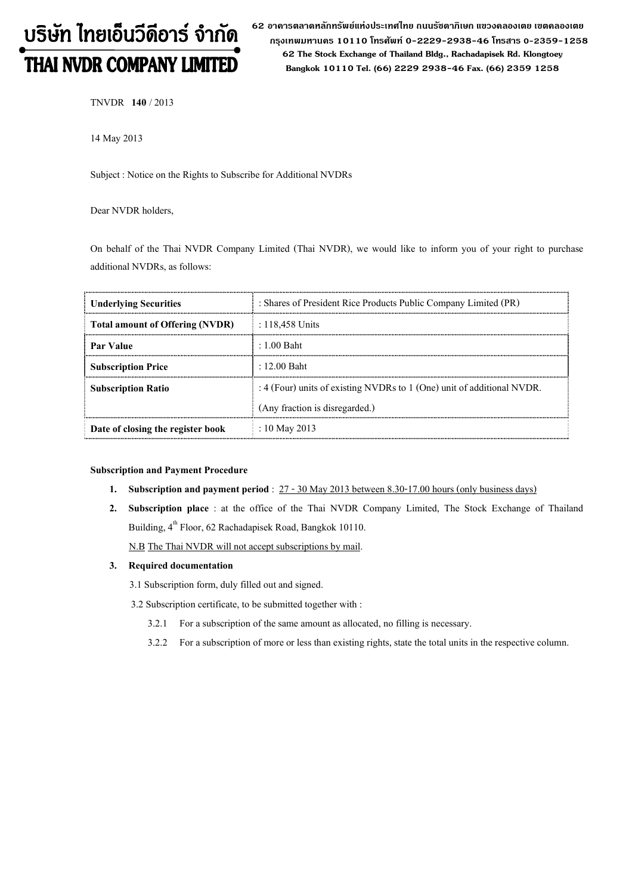# บริษัท ไทยเอ็นวีดีอาร์ จำกัด
# THAI NVDR COMPANY LIMITED

62 อาคารตลาดหลักทรัพย์แห่งประเทศไทย ถนนรัชดาภิเษก แขวงคลองเตย เขตคลองเตย กรุงเทพมหานคร 10110 โทรศัพท์ 0-2229-2938-46 โทรสาร 0-2359-1258
62 The Stock Exchange of Thailand Bldg., Rachadapisek Rd. Klongtoey Bangkok 10110 Tel. (66) 2229 2938-46 Fax. (66) 2359 1258

TNVDR **140** / 2013

14 May 2013

Subject : Notice on the Rights to Subscribe for Additional NVDRs

Dear NVDR holders,

On behalf of the Thai NVDR Company Limited (Thai NVDR), we would like to inform you of your right to purchase additional NVDRs, as follows:

| **Underlying Securities** | : Shares of President Rice Products Public Company Limited (PR) |
|---|---|
| **Total amount of Offering (NVDR)** | : 118,458 Units |
| **Par Value** | : 1.00 Baht |
| **Subscription Price** | : 12.00 Baht |
| **Subscription Ratio** | : 4 (Four) units of existing NVDRs to 1 (One) unit of additional NVDR. (Any fraction is disregarded.) |
| **Date of closing the register book** | : 10 May 2013 |

**Subscription and Payment Procedure**

1. **Subscription and payment period** : 27 - 30 May 2013 between 8.30-17.00 hours (only business days)
2. **Subscription place** : at the office of the Thai NVDR Company Limited, The Stock Exchange of Thailand Building, 4th Floor, 62 Rachadapisek Road, Bangkok 10110.

   N.B The Thai NVDR will not accept subscriptions by mail.
3. **Required documentation**

   3.1 Subscription form, duly filled out and signed.

   3.2 Subscription certificate, to be submitted together with :

   3.2.1 For a subscription of the same amount as allocated, no filling is necessary.

   3.2.2 For a subscription of more or less than existing rights, state the total units in the respective column.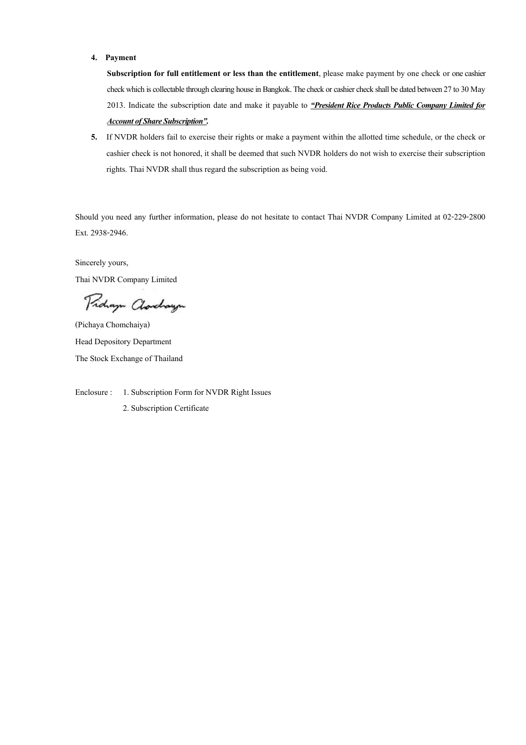4. **Payment**

   **Subscription for full entitlement or less than the entitlement**, please make payment by one check or one cashier check which is collectable through clearing house in Bangkok. The check or cashier check shall be dated between 27 to 30 May 2013. Indicate the subscription date and make it payable to ***"President Rice Products Public Company Limited for Account of Share Subscription".***

5. If NVDR holders fail to exercise their rights or make a payment within the allotted time schedule, or the check or cashier check is not honored, it shall be deemed that such NVDR holders do not wish to exercise their subscription rights. Thai NVDR shall thus regard the subscription as being void.

Should you need any further information, please do not hesitate to contact Thai NVDR Company Limited at 02-229-2800 Ext. 2938-2946.

Sincerely yours,

Thai NVDR Company Limited

(Pichaya Chomchaiya)

Head Depository Department

The Stock Exchange of Thailand

Enclosure : 1. Subscription Form for NVDR Right Issues

2. Subscription Certificate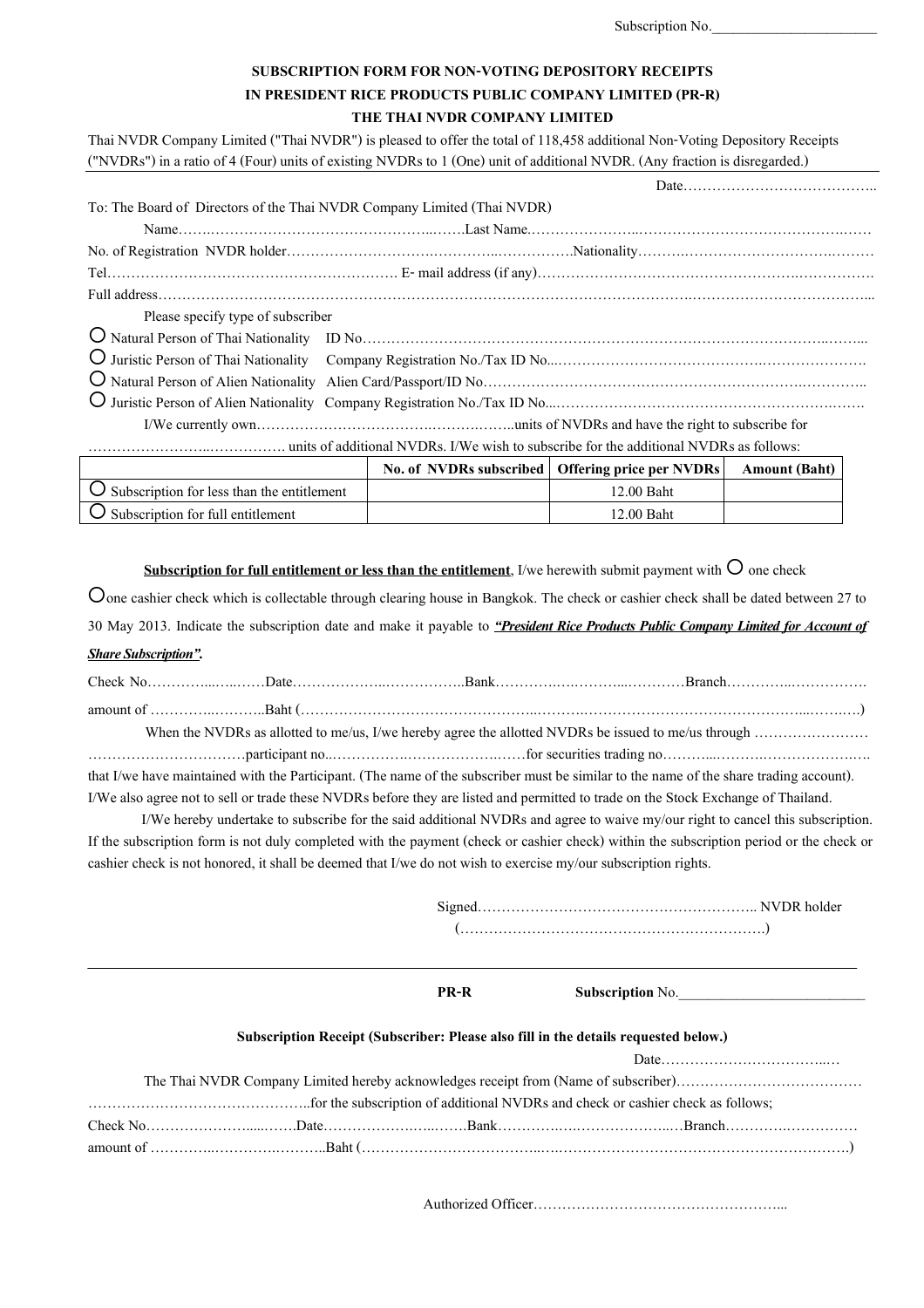Subscription No.______________________

**SUBSCRIPTION FORM FOR NON-VOTING DEPOSITORY RECEIPTS**
**IN PRESIDENT RICE PRODUCTS PUBLIC COMPANY LIMITED (PR-R)**
**THE THAI NVDR COMPANY LIMITED**

Thai NVDR Company Limited ("Thai NVDR") is pleased to offer the total of 118,458 additional Non-Voting Depository Receipts ("NVDRs") in a ratio of 4 (Four) units of existing NVDRs to 1 (One) unit of additional NVDR. (Any fraction is disregarded.)

Date…………………………………..

To: The Board of Directors of the Thai NVDR Company Limited (Thai NVDR)

Name……..……………………………………..…….Last Name.…………………..………………………………….……

No. of Registration NVDR holder……………………….…………..…………….Nationality……….…………………….………

Tel……………………………………………………. E- mail address (if any)……………………………………………….…………….

Full address………………………………………………………………………………………….……………………………...

Please specify type of subscriber

○ Natural Person of Thai Nationality ID No………………………………………………………………………………..……...

○ Juristic Person of Thai Nationality Company Registration No./Tax ID No...……………………………………….………………….

○ Natural Person of Alien Nationality Alien Card/Passport/ID No………………………………………………………….…………..

○ Juristic Person of Alien Nationality Company Registration No./Tax ID No...……………………………………………………….…….

I/We currently own………………………………….………..……..units of NVDRs and have the right to subscribe for

……………………..……………. units of additional NVDRs. I/We wish to subscribe for the additional NVDRs as follows:

| | No. of NVDRs subscribed | Offering price per NVDRs | Amount (Baht) |
|---|---|---|---|
| ○ Subscription for less than the entitlement | | 12.00 Baht | |
| ○ Subscription for full entitlement | | 12.00 Baht | |

**Subscription for full entitlement or less than the entitlement**, I/we herewith submit payment with ○ one check ○ one cashier check which is collectable through clearing house in Bangkok. The check or cashier check shall be dated between 27 to 30 May 2013. Indicate the subscription date and make it payable to ***"President Rice Products Public Company Limited for Account of Share Subscription".***

Check No…………...…...……Date………………..……………..Bank…………..….……...…………Branch…………..…………….

amount of ………...………..Baht (…………………………………………...………..……………………………………...……..….)

When the NVDRs as allotted to me/us, I/we hereby agree the allotted NVDRs be issued to me/us through …………………… ……………………………participant no..……………..…………………….……for securities trading no………...……….……………….….

that I/we have maintained with the Participant. (The name of the subscriber must be similar to the name of the share trading account). I/We also agree not to sell or trade these NVDRs before they are listed and permitted to trade on the Stock Exchange of Thailand.

I/We hereby undertake to subscribe for the said additional NVDRs and agree to waive my/our right to cancel this subscription. If the subscription form is not duly completed with the payment (check or cashier check) within the subscription period or the check or cashier check is not honored, it shall be deemed that I/we do not wish to exercise my/our subscription rights.

Signed………………………………………………….. NVDR holder

(……………………………………………………….)

---

**PR-R** **Subscription** No.________________________

**Subscription Receipt (Subscriber: Please also fill in the details requested below.)**

Date……………………………...…

The Thai NVDR Company Limited hereby acknowledges receipt from (Name of subscriber)…………………………………

………………………………………..for the subscription of additional NVDRs and check or cashier check as follows;

Check No……………………......…….Date…………………..…..…….Bank…………….….………………..…Branch…………….…………

amount of …………..………….………..Baht (……………………………..….………………………………………………………….)

Authorized Officer……………………………………………...